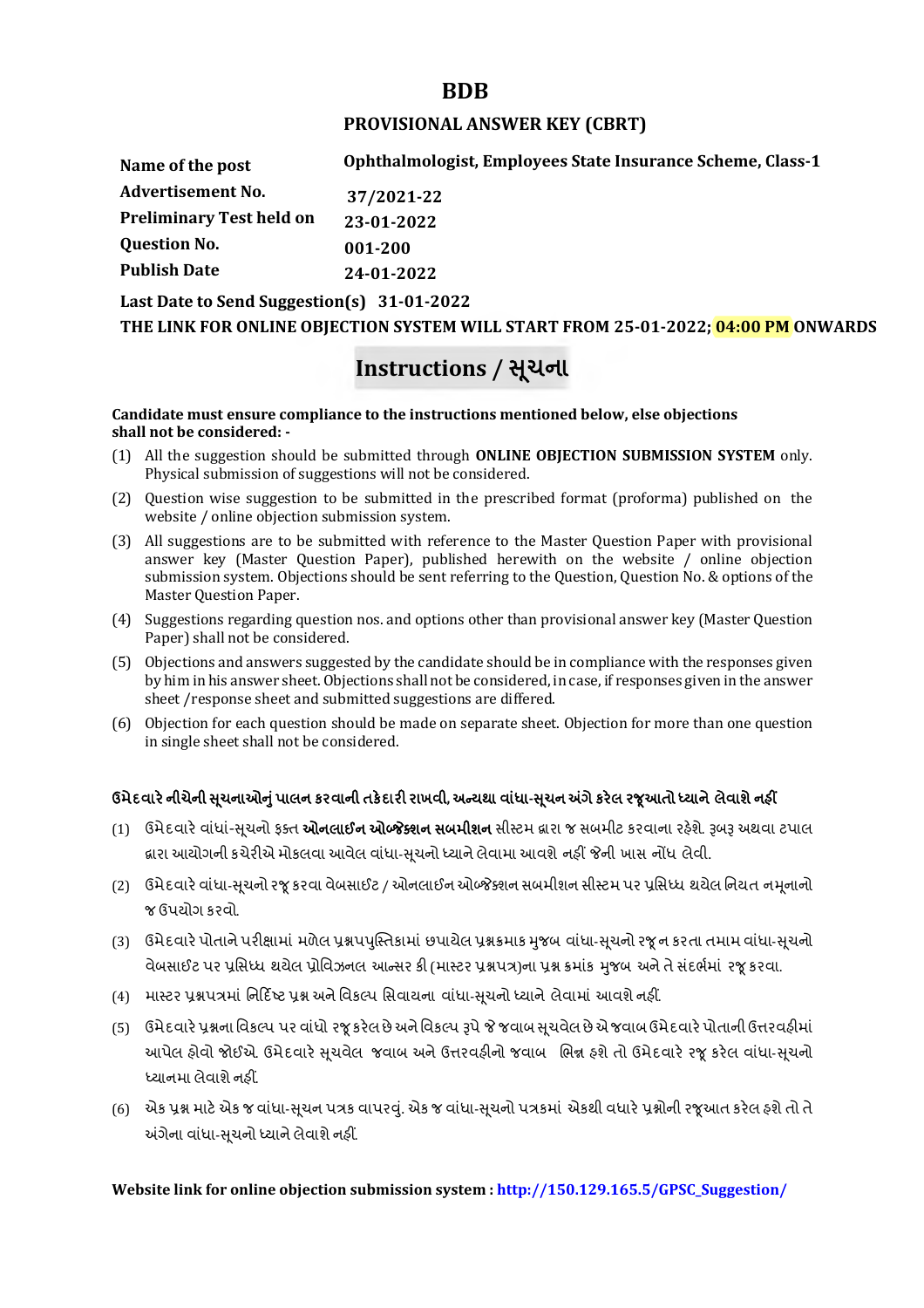# BDB

## PROVISIONAL ANSWER KEY (CBRT)

| | |
|---|---|
| **Name of the post** | **Ophthalmologist, Employees State Insurance Scheme, Class-1** |
| **Advertisement No.** | **37/2021-22** |
| **Preliminary Test held on** | **23-01-2022** |
| **Question No.** | **001-200** |
| **Publish Date** | **24-01-2022** |

**Last Date to Send Suggestion(s) 31-01-2022**

**THE LINK FOR ONLINE OBJECTION SYSTEM WILL START FROM 25-01-2022; 04:00 PM ONWARDS**

## Instructions / સૂચના

**Candidate must ensure compliance to the instructions mentioned below, else objections shall not be considered: -**

(1) All the suggestion should be submitted through **ONLINE OBJECTION SUBMISSION SYSTEM** only. Physical submission of suggestions will not be considered.

(2) Question wise suggestion to be submitted in the prescribed format (proforma) published on the website / online objection submission system.

(3) All suggestions are to be submitted with reference to the Master Question Paper with provisional answer key (Master Question Paper), published herewith on the website / online objection submission system. Objections should be sent referring to the Question, Question No. & options of the Master Question Paper.

(4) Suggestions regarding question nos. and options other than provisional answer key (Master Question Paper) shall not be considered.

(5) Objections and answers suggested by the candidate should be in compliance with the responses given by him in his answer sheet. Objections shall not be considered, in case, if responses given in the answer sheet /response sheet and submitted suggestions are differed.

(6) Objection for each question should be made on separate sheet. Objection for more than one question in single sheet shall not be considered.

**ઉમેદવારે નીચેની સૂચનાઓનું પાલન કરવાની તકેદારી રાખવી, અન્યથા વાંધા-સૂચન અંગે કરેલ રજૂઆતો ધ્યાને લેવાશે નહીં**

(1) ઉમેદવારે વાંધાં-સૂચનો ફક્ત **ઓનલાઈન ઓબ્જેક્શન સબમીશન** સીસ્ટમ દ્વારા જ સબમીટ કરવાના રહેશે. રૂબરૂ અથવા ટપાલ દ્વારા આયોગની કચેરીએ મોકલવા આવેલ વાંધા-સૂચનો ધ્યાને લેવામા આવશે નહીં જેની ખાસ નોંધ લેવી.

(2) ઉમેદવારે વાંધા-સૂચનો રજૂ કરવા વેબસાઈટ / ઓનલાઈન ઓબ્જેક્શન સબમીશન સીસ્ટમ પર પ્રસિધ્ધ થયેલ નિયત નમૂનાનો જ ઉપયોગ કરવો.

(3) ઉમેદવારે પોતાને પરીક્ષામાં મળેલ પ્રશ્નપપુસ્તિકામાં છપાયેલ પ્રશ્નક્રમાક મુજબ વાંધા-સૂચનો રજૂ ન કરતા તમામ વાંધા-સૂચનો વેબસાઈટ પર પ્રસિધ્ધ થયેલ પ્રોવિઝનલ આન્સર કી (માસ્ટર પ્રશ્નપત્ર)ના પ્રશ્ન ક્રમાંક મુજબ અને તે સંદર્ભમાં રજૂ કરવા.

(4) માસ્ટર પ્રશ્નપત્રમાં નિર્દિષ્ટ પ્રશ્ન અને વિકલ્પ સિવાયના વાંધા-સૂચનો ધ્યાને લેવામાં આવશે નહીં.

(5) ઉમેદવારે પ્રશ્નના વિકલ્પ પર વાંધો રજૂ કરેલ છે અને વિકલ્પ રૂપે જે જવાબ સૂચવેલ છે એ જવાબ ઉમેદવારે પોતાની ઉત્તરવહીમાં આપેલ હોવો જોઈએ. ઉમેદવારે સૂચવેલ જવાબ અને ઉત્તરવહીનો જવાબ ભિન્ન હશે તો ઉમેદવારે રજૂ કરેલ વાંધા-સૂચનો ધ્યાનમા લેવાશે નહીં.

(6) એક પ્રશ્ન માટે એક જ વાંધા-સૂચન પત્રક વાપરવું. એક જ વાંધા-સૂચનો પત્રકમાં એકથી વધારે પ્રશ્નોની રજૂઆત કરેલ હશે તો તે અંગેના વાંધા-સૂચનો ધ્યાને લેવાશે નહીં.

**Website link for online objection submission system : http://150.129.165.5/GPSC_Suggestion/**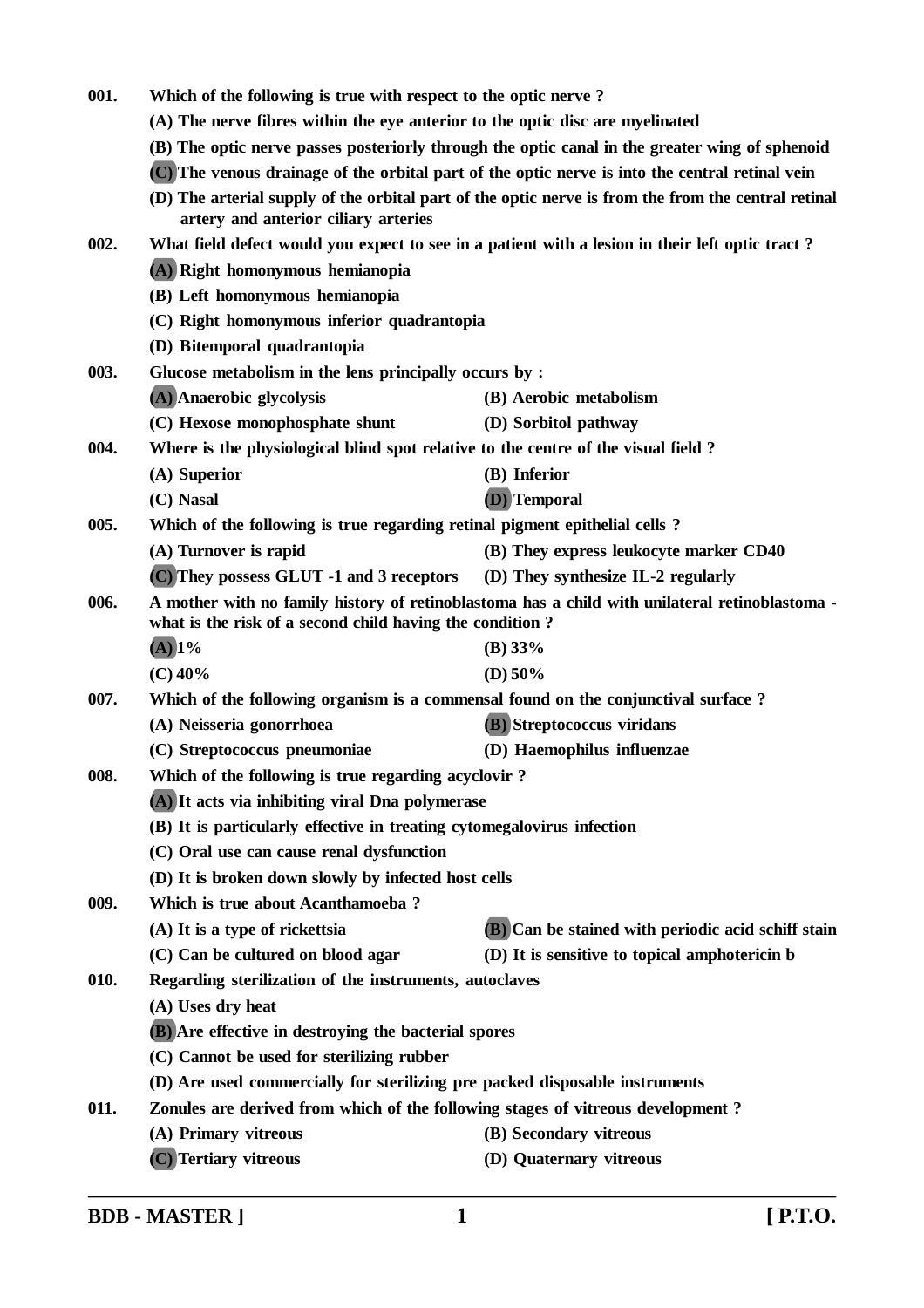001. Which of the following is true with respect to the optic nerve ?

(A) The nerve fibres within the eye anterior to the optic disc are myelinated

(B) The optic nerve passes posteriorly through the optic canal in the greater wing of sphenoid

**(C)** The venous drainage of the orbital part of the optic nerve is into the central retinal vein

(D) The arterial supply of the orbital part of the optic nerve is from the from the central retinal artery and anterior ciliary arteries

002. What field defect would you expect to see in a patient with a lesion in their left optic tract ?

**(A)** Right homonymous hemianopia

(B) Left homonymous hemianopia

(C) Right homonymous inferior quadrantopia

(D) Bitemporal quadrantopia

003. Glucose metabolism in the lens principally occurs by :

**(A)** Anaerobic glycolysis

(B) Aerobic metabolism

(C) Hexose monophosphate shunt

(D) Sorbitol pathway

004. Where is the physiological blind spot relative to the centre of the visual field ?

(A) Superior

(B) Inferior

(C) Nasal

**(D)** Temporal

005. Which of the following is true regarding retinal pigment epithelial cells ?

(A) Turnover is rapid

(B) They express leukocyte marker CD40

**(C)** They possess GLUT -1 and 3 receptors

(D) They synthesize IL-2 regularly

006. A mother with no family history of retinoblastoma has a child with unilateral retinoblastoma - what is the risk of a second child having the condition ?

**(A)** 1%

(B) 33%

(C) 40%

(D) 50%

007. Which of the following organism is a commensal found on the conjunctival surface ?

(A) Neisseria gonorrhoea

**(B)** Streptococcus viridans

(C) Streptococcus pneumoniae

(D) Haemophilus influenzae

008. Which of the following is true regarding acyclovir ?

**(A)** It acts via inhibiting viral Dna polymerase

(B) It is particularly effective in treating cytomegalovirus infection

(C) Oral use can cause renal dysfunction

(D) It is broken down slowly by infected host cells

009. Which is true about Acanthamoeba ?

(A) It is a type of rickettsia

**(B)** Can be stained with periodic acid schiff stain

(C) Can be cultured on blood agar

(D) It is sensitive to topical amphotericin b

010. Regarding sterilization of the instruments, autoclaves

(A) Uses dry heat

**(B)** Are effective in destroying the bacterial spores

(C) Cannot be used for sterilizing rubber

(D) Are used commercially for sterilizing pre packed disposable instruments

011. Zonules are derived from which of the following stages of vitreous development ?

(A) Primary vitreous

(B) Secondary vitreous

**(C)** Tertiary vitreous

(D) Quaternary vitreous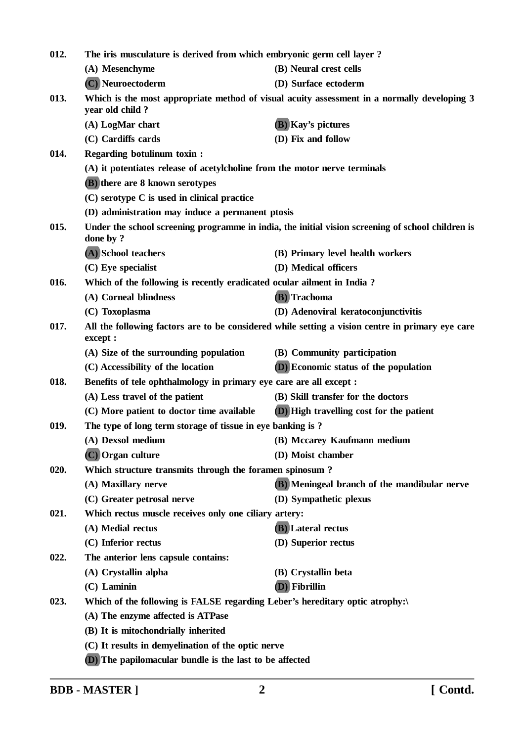**012.** **The iris musculature is derived from which embryonic germ cell layer ?**

**(A) Mesenchyme** **(B) Neural crest cells**

**(C) Neuroectoderm** **(D) Surface ectoderm**

**013.** **Which is the most appropriate method of visual acuity assessment in a normally developing 3 year old child ?**

**(A) LogMar chart** **(B) Kay's pictures**

**(C) Cardiffs cards** **(D) Fix and follow**

**014.** **Regarding botulinum toxin :**

**(A) it potentiates release of acetylcholine from the motor nerve terminals**

**(B) there are 8 known serotypes**

**(C) serotype C is used in clinical practice**

**(D) administration may induce a permanent ptosis**

**015.** **Under the school screening programme in india, the initial vision screening of school children is done by ?**

**(A) School teachers** **(B) Primary level health workers**

**(C) Eye specialist** **(D) Medical officers**

**016.** **Which of the following is recently eradicated ocular ailment in India ?**

**(A) Corneal blindness** **(B) Trachoma**

**(C) Toxoplasma** **(D) Adenoviral keratoconjunctivitis**

**017.** **All the following factors are to be considered while setting a vision centre in primary eye care except :**

**(A) Size of the surrounding population** **(B) Community participation**

**(C) Accessibility of the location** **(D) Economic status of the population**

**018.** **Benefits of tele ophthalmology in primary eye care are all except :**

**(A) Less travel of the patient** **(B) Skill transfer for the doctors**

**(C) More patient to doctor time available** **(D) High travelling cost for the patient**

**019.** **The type of long term storage of tissue in eye banking is ?**

**(A) Dexsol medium** **(B) Mccarey Kaufmann medium**

**(C) Organ culture** **(D) Moist chamber**

**020.** **Which structure transmits through the foramen spinosum ?**

**(A) Maxillary nerve** **(B) Meningeal branch of the mandibular nerve**

**(C) Greater petrosal nerve** **(D) Sympathetic plexus**

**021.** **Which rectus muscle receives only one ciliary artery:**

**(A) Medial rectus** **(B) Lateral rectus**

**(C) Inferior rectus** **(D) Superior rectus**

**022.** **The anterior lens capsule contains:**

**(A) Crystallin alpha** **(B) Crystallin beta**

**(C) Laminin** **(D) Fibrillin**

**023.** **Which of the following is FALSE regarding Leber's hereditary optic atrophy:\**

**(A) The enzyme affected is ATPase**

**(B) It is mitochondrially inherited**

**(C) It results in demyelination of the optic nerve**

**(D) The papilomacular bundle is the last to be affected**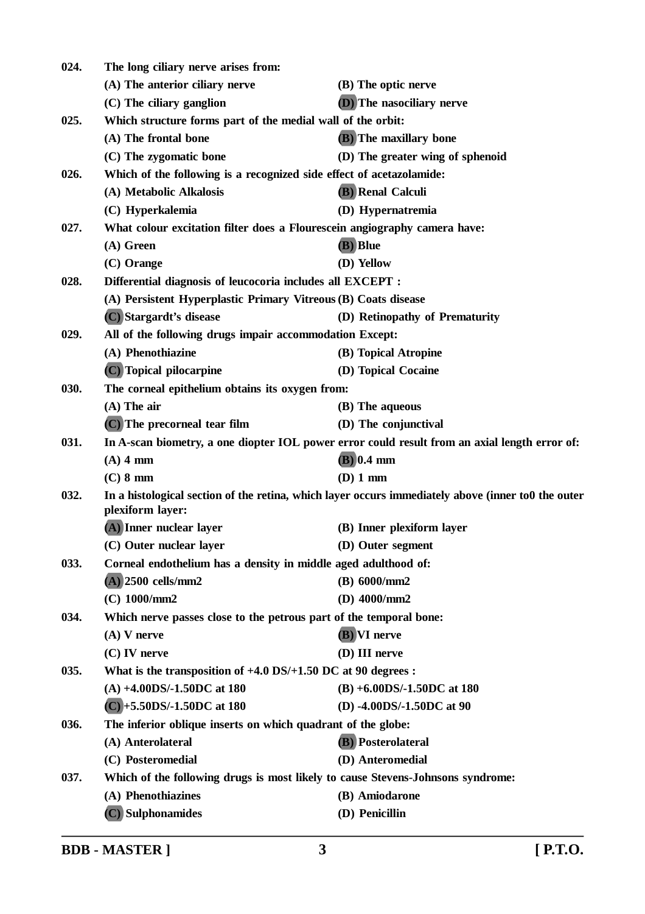**024.** The long ciliary nerve arises from:

(A) The anterior ciliary nerve
(B) The optic nerve
(C) The ciliary ganglion
(D) The nasociliary nerve

**025.** Which structure forms part of the medial wall of the orbit:

(A) The frontal bone
(B) The maxillary bone
(C) The zygomatic bone
(D) The greater wing of sphenoid

**026.** Which of the following is a recognized side effect of acetazolamide:

(A) Metabolic Alkalosis
(B) Renal Calculi
(C) Hyperkalemia
(D) Hypernatremia

**027.** What colour excitation filter does a Flourescein angiography camera have:

(A) Green
(B) Blue
(C) Orange
(D) Yellow

**028.** Differential diagnosis of leucocoria includes all EXCEPT :

(A) Persistent Hyperplastic Primary Vitreous
(B) Coats disease
(C) Stargardt's disease
(D) Retinopathy of Prematurity

**029.** All of the following drugs impair accommodation Except:

(A) Phenothiazine
(B) Topical Atropine
(C) Topical pilocarpine
(D) Topical Cocaine

**030.** The corneal epithelium obtains its oxygen from:

(A) The air
(B) The aqueous
(C) The precorneal tear film
(D) The conjunctival

**031.** In A-scan biometry, a one diopter IOL power error could result from an axial length error of:

(A) 4 mm
(B) 0.4 mm
(C) 8 mm
(D) 1 mm

**032.** In a histological section of the retina, which layer occurs immediately above (inner to0 the outer plexiform layer:

(A) Inner nuclear layer
(B) Inner plexiform layer
(C) Outer nuclear layer
(D) Outer segment

**033.** Corneal endothelium has a density in middle aged adulthood of:

(A) 2500 cells/mm2
(B) 6000/mm2
(C) 1000/mm2
(D) 4000/mm2

**034.** Which nerve passes close to the petrous part of the temporal bone:

(A) V nerve
(B) VI nerve
(C) IV nerve
(D) III nerve

**035.** What is the transposition of +4.0 DS/+1.50 DC at 90 degrees :

(A) +4.00DS/-1.50DC at 180
(B) +6.00DS/-1.50DC at 180
(C) +5.50DS/-1.50DC at 180
(D) -4.00DS/-1.50DC at 90

**036.** The inferior oblique inserts on which quadrant of the globe:

(A) Anterolateral
(B) Posterolateral
(C) Posteromedial
(D) Anteromedial

**037.** Which of the following drugs is most likely to cause Stevens-Johnsons syndrome:

(A) Phenothiazines
(B) Amiodarone
(C) Sulphonamides
(D) Penicillin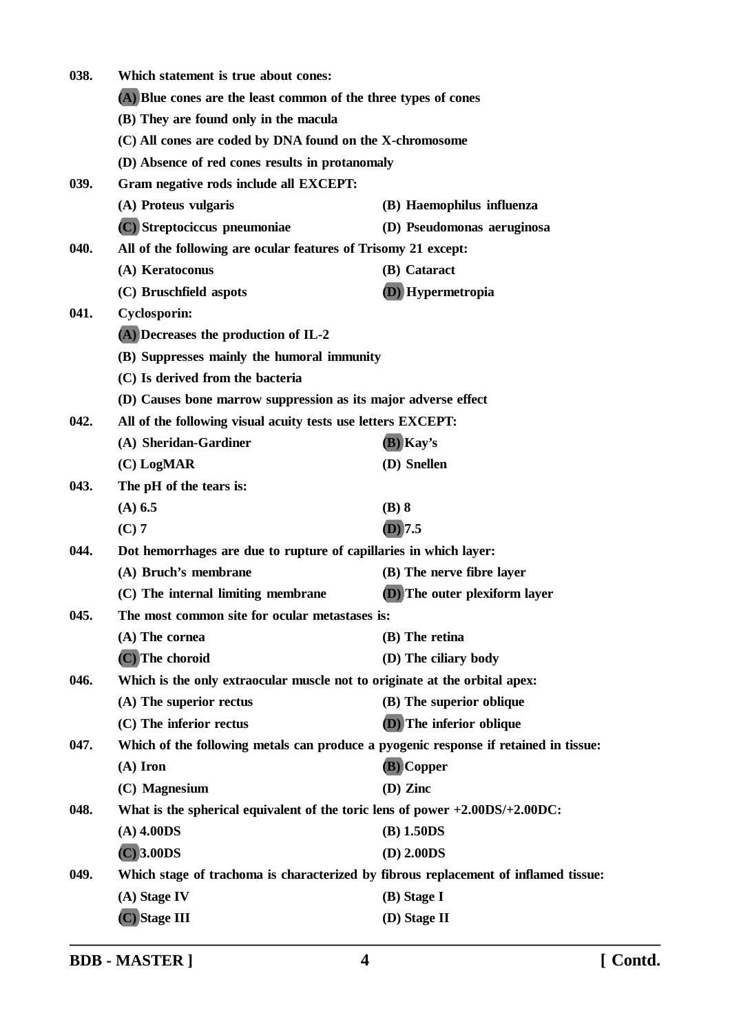**038.** **Which statement is true about cones:**

**(A) Blue cones are the least common of the three types of cones**

**(B) They are found only in the macula**

**(C) All cones are coded by DNA found on the X-chromosome**

**(D) Absence of red cones results in protanomaly**

**039.** **Gram negative rods include all EXCEPT:**

**(A) Proteus vulgaris** **(B) Haemophilus influenza**

**(C) Streptociccus pneumoniae** **(D) Pseudomonas aeruginosa**

**040.** **All of the following are ocular features of Trisomy 21 except:**

**(A) Keratoconus** **(B) Cataract**

**(C) Bruschfield aspots** **(D) Hypermetropia**

**041.** **Cyclosporin:**

**(A) Decreases the production of IL-2**

**(B) Suppresses mainly the humoral immunity**

**(C) Is derived from the bacteria**

**(D) Causes bone marrow suppression as its major adverse effect**

**042.** **All of the following visual acuity tests use letters EXCEPT:**

**(A) Sheridan-Gardiner** **(B) Kay's**

**(C) LogMAR** **(D) Snellen**

**043.** **The pH of the tears is:**

**(A) 6.5** **(B) 8**

**(C) 7** **(D) 7.5**

**044.** **Dot hemorrhages are due to rupture of capillaries in which layer:**

**(A) Bruch's membrane** **(B) The nerve fibre layer**

**(C) The internal limiting membrane** **(D) The outer plexiform layer**

**045.** **The most common site for ocular metastases is:**

**(A) The cornea** **(B) The retina**

**(C) The choroid** **(D) The ciliary body**

**046.** **Which is the only extraocular muscle not to originate at the orbital apex:**

**(A) The superior rectus** **(B) The superior oblique**

**(C) The inferior rectus** **(D) The inferior oblique**

**047.** **Which of the following metals can produce a pyogenic response if retained in tissue:**

**(A) Iron** **(B) Copper**

**(C) Magnesium** **(D) Zinc**

**048.** **What is the spherical equivalent of the toric lens of power +2.00DS/+2.00DC:**

**(A) 4.00DS** **(B) 1.50DS**

**(C) 3.00DS** **(D) 2.00DS**

**049.** **Which stage of trachoma is characterized by fibrous replacement of inflamed tissue:**

**(A) Stage IV** **(B) Stage I**

**(C) Stage III** **(D) Stage II**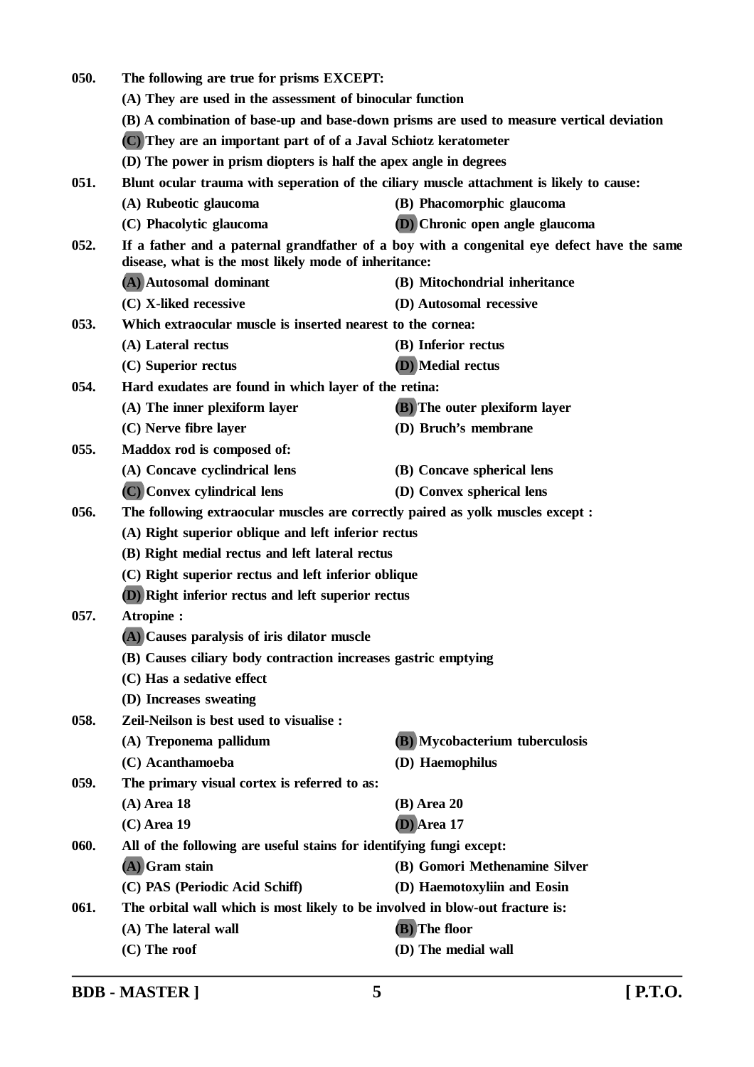050. **The following are true for prisms EXCEPT:**

(A) They are used in the assessment of binocular function

(B) A combination of base-up and base-down prisms are used to measure vertical deviation

(C) They are an important part of of a Javal Schiotz keratometer

(D) The power in prism diopters is half the apex angle in degrees

051. **Blunt ocular trauma with seperation of the ciliary muscle attachment is likely to cause:**

(A) Rubeotic glaucoma

(B) Phacomorphic glaucoma

(C) Phacolytic glaucoma

(D) Chronic open angle glaucoma

052. **If a father and a paternal grandfather of a boy with a congenital eye defect have the same disease, what is the most likely mode of inheritance:**

(A) Autosomal dominant

(B) Mitochondrial inheritance

(C) X-liked recessive

(D) Autosomal recessive

053. **Which extraocular muscle is inserted nearest to the cornea:**

(A) Lateral rectus

(B) Inferior rectus

(C) Superior rectus

(D) Medial rectus

054. **Hard exudates are found in which layer of the retina:**

(A) The inner plexiform layer

(B) The outer plexiform layer

(C) Nerve fibre layer

(D) Bruch's membrane

055. **Maddox rod is composed of:**

(A) Concave cyclindrical lens

(B) Concave spherical lens

(C) Convex cylindrical lens

(D) Convex spherical lens

056. **The following extraocular muscles are correctly paired as yolk muscles except :**

(A) Right superior oblique and left inferior rectus

(B) Right medial rectus and left lateral rectus

(C) Right superior rectus and left inferior oblique

(D) Right inferior rectus and left superior rectus

057. **Atropine :**

(A) Causes paralysis of iris dilator muscle

(B) Causes ciliary body contraction increases gastric emptying

(C) Has a sedative effect

(D) Increases sweating

058. **Zeil-Neilson is best used to visualise :**

(A) Treponema pallidum

(B) Mycobacterium tuberculosis

(C) Acanthamoeba

(D) Haemophilus

059. **The primary visual cortex is referred to as:**

(A) Area 18

(B) Area 20

(C) Area 19

(D) Area 17

060. **All of the following are useful stains for identifying fungi except:**

(A) Gram stain

(B) Gomori Methenamine Silver

(C) PAS (Periodic Acid Schiff)

(D) Haemotoxyliin and Eosin

061. **The orbital wall which is most likely to be involved in blow-out fracture is:**

(A) The lateral wall

(B) The floor

(C) The roof

(D) The medial wall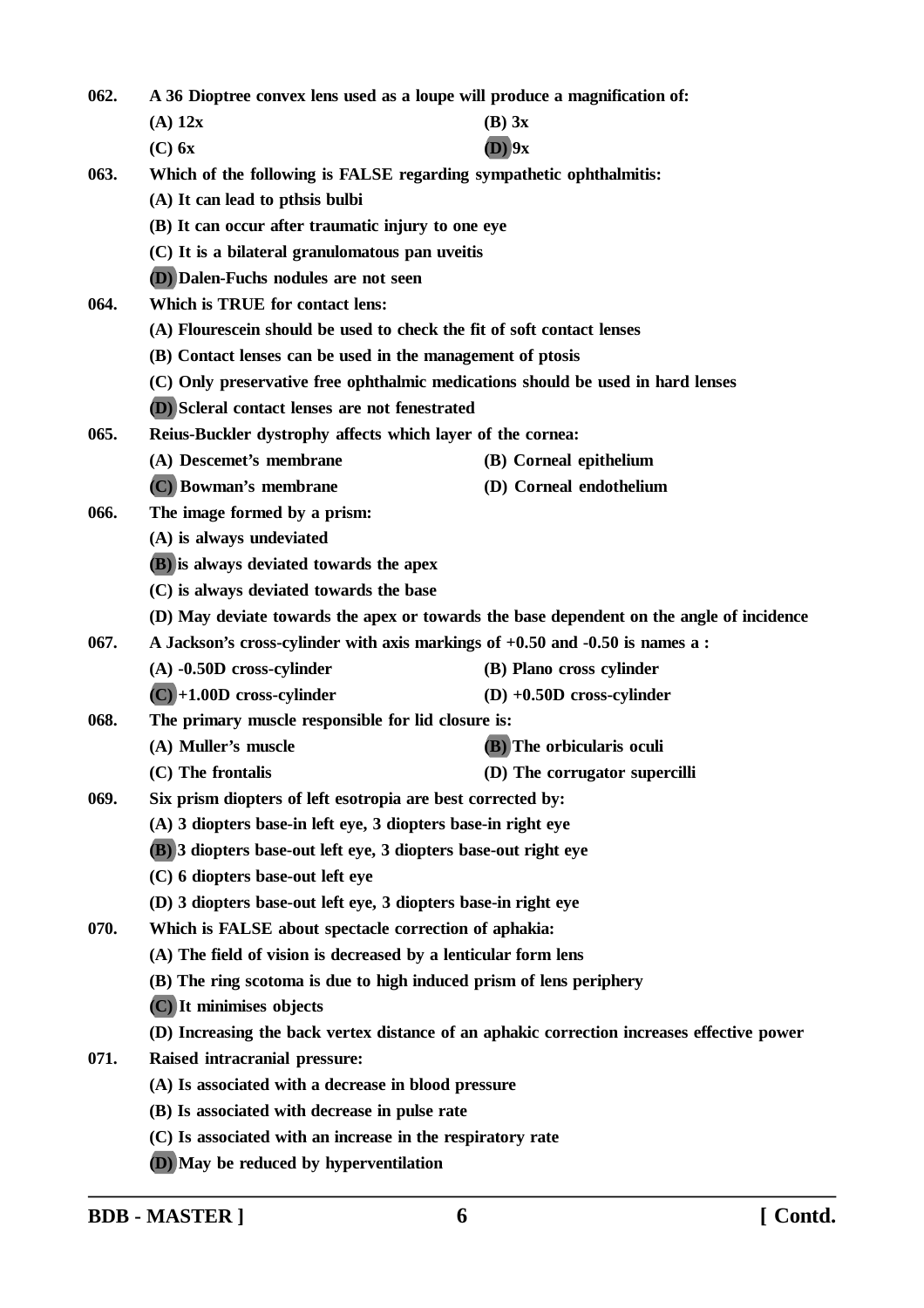**062. A 36 Dioptree convex lens used as a loupe will produce a magnification of:**

**(A) 12x** **(B) 3x**

**(C) 6x** **(D) 9x**

**063. Which of the following is FALSE regarding sympathetic ophthalmitis:**

**(A) It can lead to pthsis bulbi**

**(B) It can occur after traumatic injury to one eye**

**(C) It is a bilateral granulomatous pan uveitis**

**(D) Dalen-Fuchs nodules are not seen**

**064. Which is TRUE for contact lens:**

**(A) Flourescein should be used to check the fit of soft contact lenses**

**(B) Contact lenses can be used in the management of ptosis**

**(C) Only preservative free ophthalmic medications should be used in hard lenses**

**(D) Scleral contact lenses are not fenestrated**

**065. Reius-Buckler dystrophy affects which layer of the cornea:**

**(A) Descemet's membrane** **(B) Corneal epithelium**

**(C) Bowman's membrane** **(D) Corneal endothelium**

**066. The image formed by a prism:**

**(A) is always undeviated**

**(B) is always deviated towards the apex**

**(C) is always deviated towards the base**

**(D) May deviate towards the apex or towards the base dependent on the angle of incidence**

**067. A Jackson's cross-cylinder with axis markings of +0.50 and -0.50 is names a :**

**(A) -0.50D cross-cylinder** **(B) Plano cross cylinder**

**(C) +1.00D cross-cylinder** **(D) +0.50D cross-cylinder**

**068. The primary muscle responsible for lid closure is:**

**(A) Muller's muscle** **(B) The orbicularis oculi**

**(C) The frontalis** **(D) The corrugator supercilli**

**069. Six prism diopters of left esotropia are best corrected by:**

**(A) 3 diopters base-in left eye, 3 diopters base-in right eye**

**(B) 3 diopters base-out left eye, 3 diopters base-out right eye**

**(C) 6 diopters base-out left eye**

**(D) 3 diopters base-out left eye, 3 diopters base-in right eye**

**070. Which is FALSE about spectacle correction of aphakia:**

**(A) The field of vision is decreased by a lenticular form lens**

**(B) The ring scotoma is due to high induced prism of lens periphery**

**(C) It minimises objects**

**(D) Increasing the back vertex distance of an aphakic correction increases effective power**

**071. Raised intracranial pressure:**

**(A) Is associated with a decrease in blood pressure**

**(B) Is associated with decrease in pulse rate**

**(C) Is associated with an increase in the respiratory rate**

**(D) May be reduced by hyperventilation**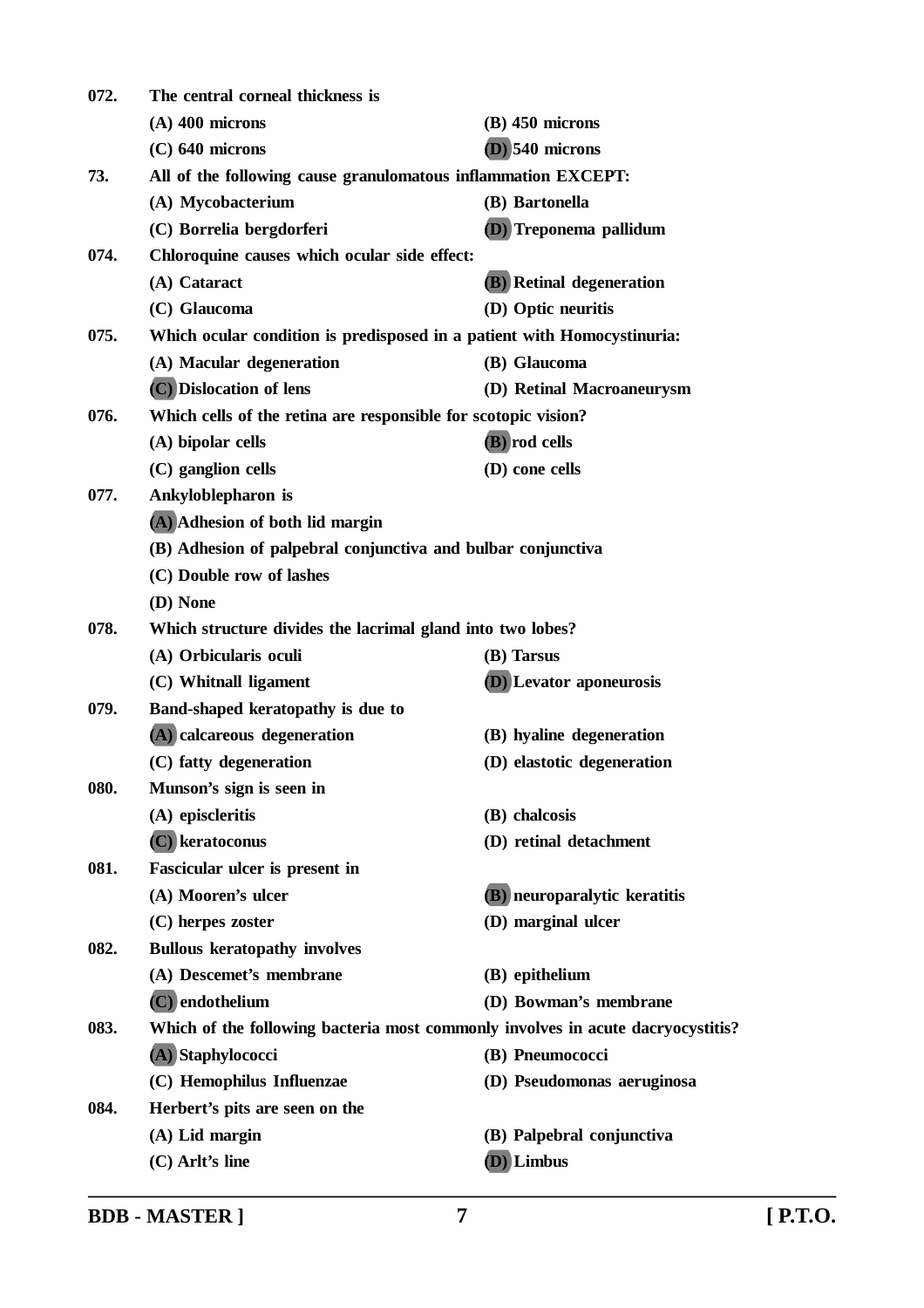**072.** **The central corneal thickness is**

(A) 400 microns
(B) 450 microns
(C) 640 microns
(D) 540 microns

**73.** **All of the following cause granulomatous inflammation EXCEPT:**

(A) Mycobacterium
(B) Bartonella
(C) Borrelia bergdorferi
(D) Treponema pallidum

**074.** **Chloroquine causes which ocular side effect:**

(A) Cataract
(B) Retinal degeneration
(C) Glaucoma
(D) Optic neuritis

**075.** **Which ocular condition is predisposed in a patient with Homocystinuria:**

(A) Macular degeneration
(B) Glaucoma
(C) Dislocation of lens
(D) Retinal Macroaneurysm

**076.** **Which cells of the retina are responsible for scotopic vision?**

(A) bipolar cells
(B) rod cells
(C) ganglion cells
(D) cone cells

**077.** **Ankyloblepharon is**

(A) Adhesion of both lid margin
(B) Adhesion of palpebral conjunctiva and bulbar conjunctiva
(C) Double row of lashes
(D) None

**078.** **Which structure divides the lacrimal gland into two lobes?**

(A) Orbicularis oculi
(B) Tarsus
(C) Whitnall ligament
(D) Levator aponeurosis

**079.** **Band-shaped keratopathy is due to**

(A) calcareous degeneration
(B) hyaline degeneration
(C) fatty degeneration
(D) elastotic degeneration

**080.** **Munson's sign is seen in**

(A) episcleritis
(B) chalcosis
(C) keratoconus
(D) retinal detachment

**081.** **Fascicular ulcer is present in**

(A) Mooren's ulcer
(B) neuroparalytic keratitis
(C) herpes zoster
(D) marginal ulcer

**082.** **Bullous keratopathy involves**

(A) Descemet's membrane
(B) epithelium
(C) endothelium
(D) Bowman's membrane

**083.** **Which of the following bacteria most commonly involves in acute dacryocystitis?**

(A) Staphylococci
(B) Pneumococci
(C) Hemophilus Influenzae
(D) Pseudomonas aeruginosa

**084.** **Herbert's pits are seen on the**

(A) Lid margin
(B) Palpebral conjunctiva
(C) Arlt's line
(D) Limbus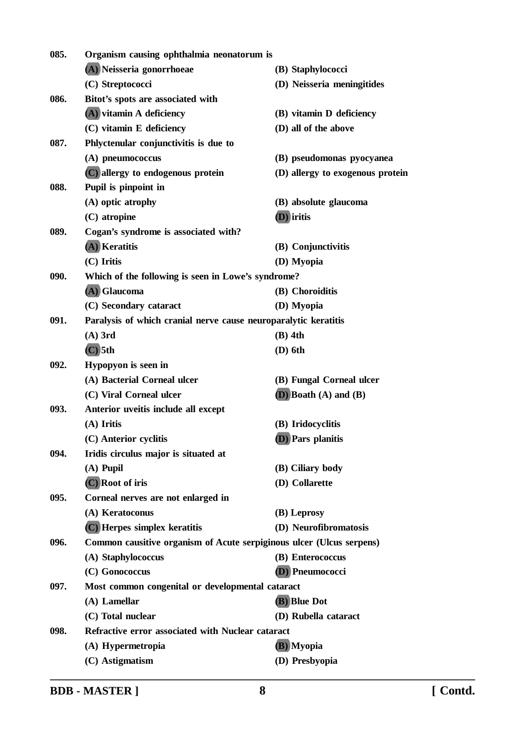**085. Organism causing ophthalmia neonatorum is**

**(A) Neisseria gonorrhoeae**
**(B) Staphylococci**
**(C) Streptococci**
**(D) Neisseria meningitides**

**086. Bitot's spots are associated with**

**(A) vitamin A deficiency**
**(B) vitamin D deficiency**
**(C) vitamin E deficiency**
**(D) all of the above**

**087. Phlyctenular conjunctivitis is due to**

**(A) pneumococcus**
**(B) pseudomonas pyocyanea**
**(C) allergy to endogenous protein**
**(D) allergy to exogenous protein**

**088. Pupil is pinpoint in**

**(A) optic atrophy**
**(B) absolute glaucoma**
**(C) atropine**
**(D) iritis**

**089. Cogan's syndrome is associated with?**

**(A) Keratitis**
**(B) Conjunctivitis**
**(C) Iritis**
**(D) Myopia**

**090. Which of the following is seen in Lowe's syndrome?**

**(A) Glaucoma**
**(B) Choroiditis**
**(C) Secondary cataract**
**(D) Myopia**

**091. Paralysis of which cranial nerve cause neuroparalytic keratitis**

**(A) 3rd**
**(B) 4th**
**(C) 5th**
**(D) 6th**

**092. Hypopyon is seen in**

**(A) Bacterial Corneal ulcer**
**(B) Fungal Corneal ulcer**
**(C) Viral Corneal ulcer**
**(D) Boath (A) and (B)**

**093. Anterior uveitis include all except**

**(A) Iritis**
**(B) Iridocyclitis**
**(C) Anterior cyclitis**
**(D) Pars planitis**

**094. Iridis circulus major is situated at**

**(A) Pupil**
**(B) Ciliary body**
**(C) Root of iris**
**(D) Collarette**

**095. Corneal nerves are not enlarged in**

**(A) Keratoconus**
**(B) Leprosy**
**(C) Herpes simplex keratitis**
**(D) Neurofibromatosis**

**096. Common causitive organism of Acute serpiginous ulcer (Ulcus serpens)**

**(A) Staphylococcus**
**(B) Enterococcus**
**(C) Gonococcus**
**(D) Pneumococci**

**097. Most common congenital or developmental cataract**

**(A) Lamellar**
**(B) Blue Dot**
**(C) Total nuclear**
**(D) Rubella cataract**

**098. Refractive error associated with Nuclear cataract**

**(A) Hypermetropia**
**(B) Myopia**
**(C) Astigmatism**
**(D) Presbyopia**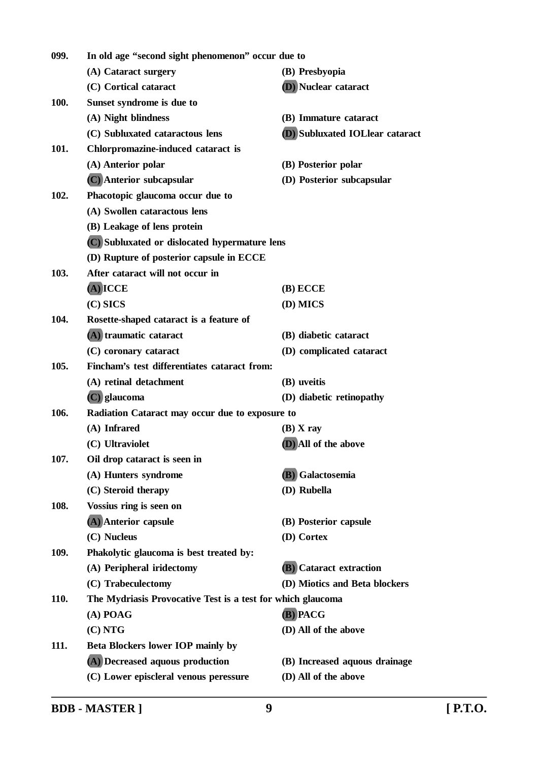099. In old age "second sight phenomenon" occur due to

(A) Cataract surgery
(B) Presbyopia
(C) Cortical cataract
(D) Nuclear cataract

100. Sunset syndrome is due to

(A) Night blindness
(B) Immature cataract
(C) Subluxated cataractous lens
(D) Subluxated IOLlear cataract

101. Chlorpromazine-induced cataract is

(A) Anterior polar
(B) Posterior polar
(C) Anterior subcapsular
(D) Posterior subcapsular

102. Phacotopic glaucoma occur due to

(A) Swollen cataractous lens
(B) Leakage of lens protein
(C) Subluxated or dislocated hypermature lens
(D) Rupture of posterior capsule in ECCE

103. After cataract will not occur in

(A) ICCE
(B) ECCE
(C) SICS
(D) MICS

104. Rosette-shaped cataract is a feature of

(A) traumatic cataract
(B) diabetic cataract
(C) coronary cataract
(D) complicated cataract

105. Fincham's test differentiates cataract from:

(A) retinal detachment
(B) uveitis
(C) glaucoma
(D) diabetic retinopathy

106. Radiation Cataract may occur due to exposure to

(A) Infrared
(B) X ray
(C) Ultraviolet
(D) All of the above

107. Oil drop cataract is seen in

(A) Hunters syndrome
(B) Galactosemia
(C) Steroid therapy
(D) Rubella

108. Vossius ring is seen on

(A) Anterior capsule
(B) Posterior capsule
(C) Nucleus
(D) Cortex

109. Phakolytic glaucoma is best treated by:

(A) Peripheral iridectomy
(B) Cataract extraction
(C) Trabeculectomy
(D) Miotics and Beta blockers

110. The Mydriasis Provocative Test is a test for which glaucoma

(A) POAG
(B) PACG
(C) NTG
(D) All of the above

111. Beta Blockers lower IOP mainly by

(A) Decreased aquous production
(B) Increased aquous drainage
(C) Lower episcleral venous peressure
(D) All of the above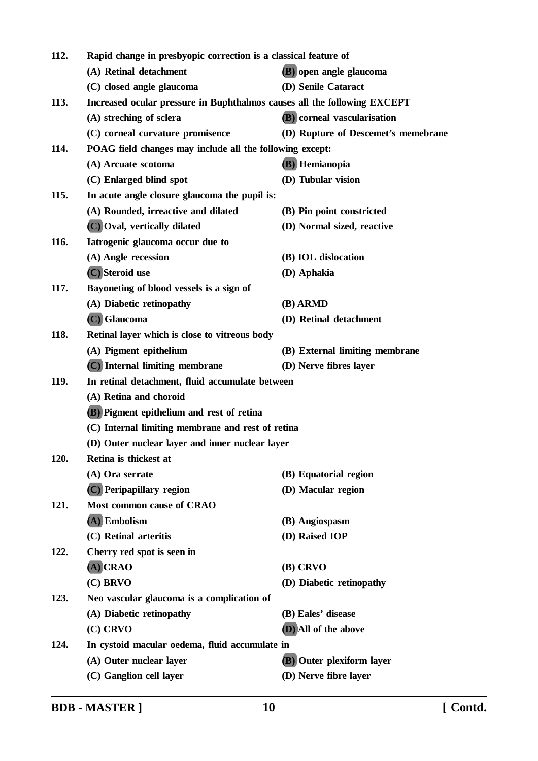**112.** **Rapid change in presbyopic correction is a classical feature of**

(A) Retinal detachment
**(B) open angle glaucoma**
(C) closed angle glaucoma
(D) Senile Cataract

**113.** **Increased ocular pressure in Buphthalmos causes all the following EXCEPT**

(A) streching of sclera
**(B) corneal vascularisation**
(C) corneal curvature promisence
(D) Rupture of Descemet's memebrane

**114.** **POAG field changes may include all the following except:**

(A) Arcuate scotoma
**(B) Hemianopia**
(C) Enlarged blind spot
(D) Tubular vision

**115.** **In acute angle closure glaucoma the pupil is:**

(A) Rounded, irreactive and dilated
(B) Pin point constricted
**(C) Oval, vertically dilated**
(D) Normal sized, reactive

**116.** **Iatrogenic glaucoma occur due to**

(A) Angle recession
(B) IOL dislocation
**(C) Steroid use**
(D) Aphakia

**117.** **Bayoneting of blood vessels is a sign of**

(A) Diabetic retinopathy
(B) ARMD
**(C) Glaucoma**
(D) Retinal detachment

**118.** **Retinal layer which is close to vitreous body**

(A) Pigment epithelium
(B) External limiting membrane
**(C) Internal limiting membrane**
(D) Nerve fibres layer

**119.** **In retinal detachment, fluid accumulate between**

(A) Retina and choroid
**(B) Pigment epithelium and rest of retina**
(C) Internal limiting membrane and rest of retina
(D) Outer nuclear layer and inner nuclear layer

**120.** **Retina is thickest at**

(A) Ora serrate
(B) Equatorial region
**(C) Peripapillary region**
(D) Macular region

**121.** **Most common cause of CRAO**

**(A) Embolism**
(B) Angiospasm
(C) Retinal arteritis
(D) Raised IOP

**122.** **Cherry red spot is seen in**

**(A) CRAO**
(B) CRVO
(C) BRVO
(D) Diabetic retinopathy

**123.** **Neo vascular glaucoma is a complication of**

(A) Diabetic retinopathy
(B) Eales' disease
(C) CRVO
**(D) All of the above**

**124.** **In cystoid macular oedema, fluid accumulate in**

(A) Outer nuclear layer
**(B) Outer plexiform layer**
(C) Ganglion cell layer
(D) Nerve fibre layer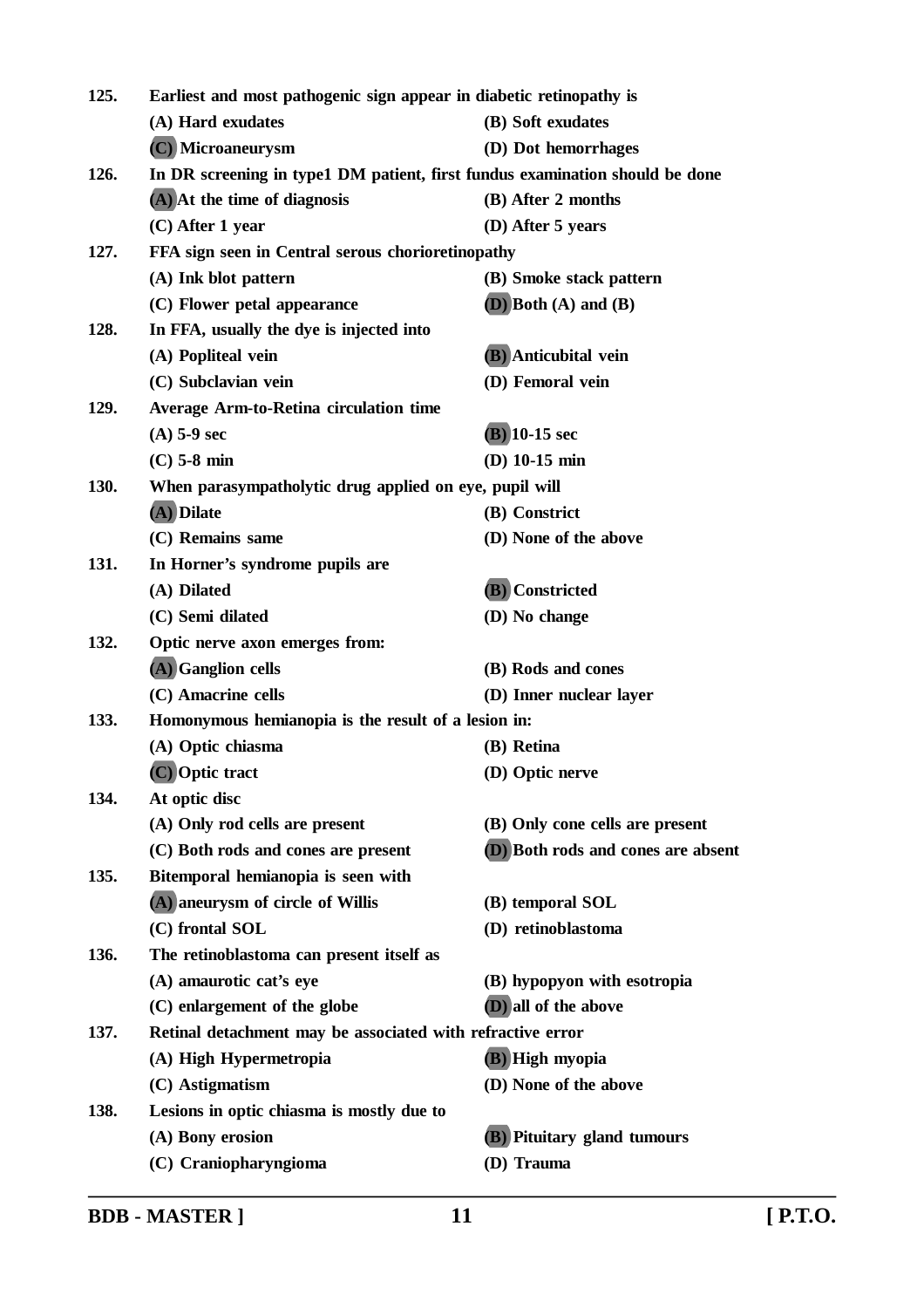**125.** **Earliest and most pathogenic sign appear in diabetic retinopathy is**

**(A) Hard exudates** **(B) Soft exudates**

**(C) Microaneurysm** **(D) Dot hemorrhages**

**126.** **In DR screening in type1 DM patient, first fundus examination should be done**

**(A) At the time of diagnosis** **(B) After 2 months**

**(C) After 1 year** **(D) After 5 years**

**127.** **FFA sign seen in Central serous chorioretinopathy**

**(A) Ink blot pattern** **(B) Smoke stack pattern**

**(C) Flower petal appearance** **(D) Both (A) and (B)**

**128.** **In FFA, usually the dye is injected into**

**(A) Popliteal vein** **(B) Anticubital vein**

**(C) Subclavian vein** **(D) Femoral vein**

**129.** **Average Arm-to-Retina circulation time**

**(A) 5-9 sec** **(B) 10-15 sec**

**(C) 5-8 min** **(D) 10-15 min**

**130.** **When parasympatholytic drug applied on eye, pupil will**

**(A) Dilate** **(B) Constrict**

**(C) Remains same** **(D) None of the above**

**131.** **In Horner's syndrome pupils are**

**(A) Dilated** **(B) Constricted**

**(C) Semi dilated** **(D) No change**

**132.** **Optic nerve axon emerges from:**

**(A) Ganglion cells** **(B) Rods and cones**

**(C) Amacrine cells** **(D) Inner nuclear layer**

**133.** **Homonymous hemianopia is the result of a lesion in:**

**(A) Optic chiasma** **(B) Retina**

**(C) Optic tract** **(D) Optic nerve**

**134.** **At optic disc**

**(A) Only rod cells are present** **(B) Only cone cells are present**

**(C) Both rods and cones are present** **(D) Both rods and cones are absent**

**135.** **Bitemporal hemianopia is seen with**

**(A) aneurysm of circle of Willis** **(B) temporal SOL**

**(C) frontal SOL** **(D) retinoblastoma**

**136.** **The retinoblastoma can present itself as**

**(A) amaurotic cat's eye** **(B) hypopyon with esotropia**

**(C) enlargement of the globe** **(D) all of the above**

**137.** **Retinal detachment may be associated with refractive error**

**(A) High Hypermetropia** **(B) High myopia**

**(C) Astigmatism** **(D) None of the above**

**138.** **Lesions in optic chiasma is mostly due to**

**(A) Bony erosion** **(B) Pituitary gland tumours**

**(C) Craniopharyngioma** **(D) Trauma**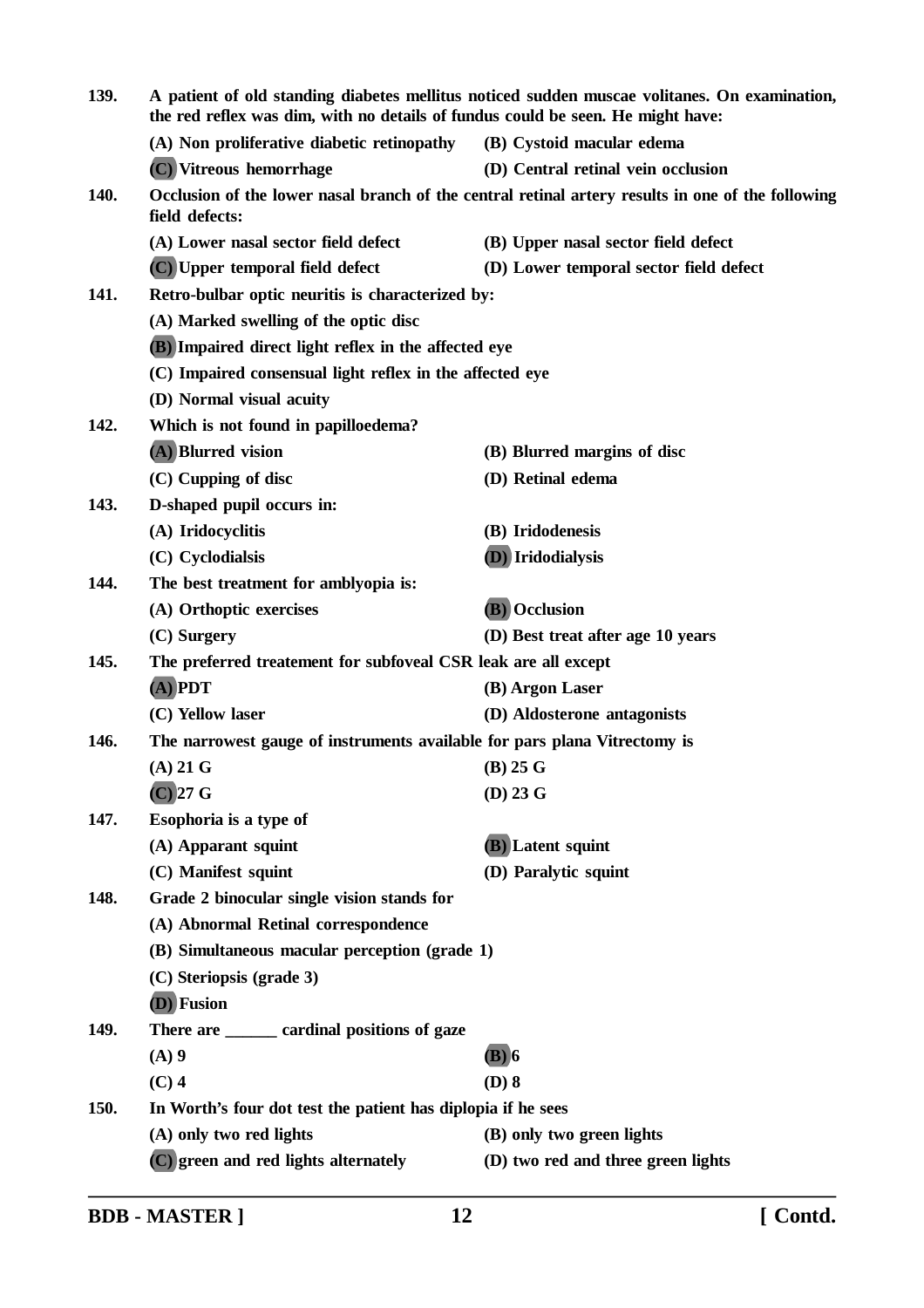**139.** **A patient of old standing diabetes mellitus noticed sudden muscae volitanes. On examination, the red reflex was dim, with no details of fundus could be seen. He might have:**

(A) Non proliferative diabetic retinopathy
(B) Cystoid macular edema
(C) Vitreous hemorrhage
(D) Central retinal vein occlusion

**140.** **Occlusion of the lower nasal branch of the central retinal artery results in one of the following field defects:**

(A) Lower nasal sector field defect
(B) Upper nasal sector field defect
(C) Upper temporal field defect
(D) Lower temporal sector field defect

**141.** **Retro-bulbar optic neuritis is characterized by:**

(A) Marked swelling of the optic disc
(B) Impaired direct light reflex in the affected eye
(C) Impaired consensual light reflex in the affected eye
(D) Normal visual acuity

**142.** **Which is not found in papilloedema?**

(A) Blurred vision
(B) Blurred margins of disc
(C) Cupping of disc
(D) Retinal edema

**143.** **D-shaped pupil occurs in:**

(A) Iridocyclitis
(B) Iridodenesis
(C) Cyclodialsis
(D) Iridodialysis

**144.** **The best treatment for amblyopia is:**

(A) Orthoptic exercises
(B) Occlusion
(C) Surgery
(D) Best treat after age 10 years

**145.** **The preferred treatement for subfoveal CSR leak are all except**

(A) PDT
(B) Argon Laser
(C) Yellow laser
(D) Aldosterone antagonists

**146.** **The narrowest gauge of instruments available for pars plana Vitrectomy is**

(A) 21 G
(B) 25 G
(C) 27 G
(D) 23 G

**147.** **Esophoria is a type of**

(A) Apparant squint
(B) Latent squint
(C) Manifest squint
(D) Paralytic squint

**148.** **Grade 2 binocular single vision stands for**

(A) Abnormal Retinal correspondence
(B) Simultaneous macular perception (grade 1)
(C) Steriopsis (grade 3)
(D) Fusion

**149.** **There are ______ cardinal positions of gaze**

(A) 9
(B) 6
(C) 4
(D) 8

**150.** **In Worth's four dot test the patient has diplopia if he sees**

(A) only two red lights
(B) only two green lights
(C) green and red lights alternately
(D) two red and three green lights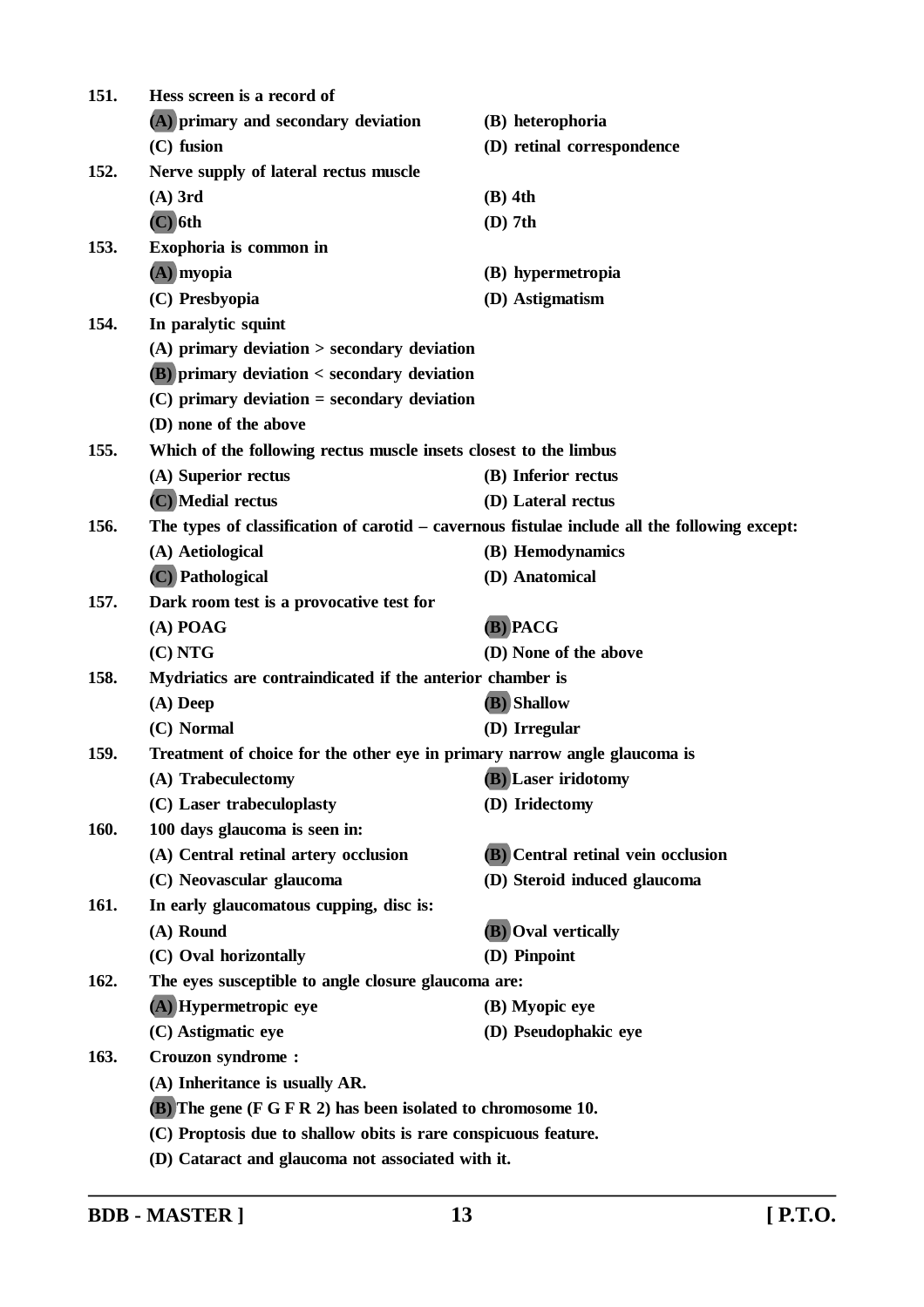**151.** **Hess screen is a record of**

**(A) primary and secondary deviation** **(B) heterophoria**

**(C) fusion** **(D) retinal correspondence**

**152.** **Nerve supply of lateral rectus muscle**

**(A) 3rd** **(B) 4th**

**(C) 6th** **(D) 7th**

**153.** **Exophoria is common in**

**(A) myopia** **(B) hypermetropia**

**(C) Presbyopia** **(D) Astigmatism**

**154.** **In paralytic squint**

**(A) primary deviation > secondary deviation**

**(B) primary deviation < secondary deviation**

**(C) primary deviation = secondary deviation**

**(D) none of the above**

**155.** **Which of the following rectus muscle insets closest to the limbus**

**(A) Superior rectus** **(B) Inferior rectus**

**(C) Medial rectus** **(D) Lateral rectus**

**156.** **The types of classification of carotid – cavernous fistulae include all the following except:**

**(A) Aetiological** **(B) Hemodynamics**

**(C) Pathological** **(D) Anatomical**

**157.** **Dark room test is a provocative test for**

**(A) POAG** **(B) PACG**

**(C) NTG** **(D) None of the above**

**158.** **Mydriatics are contraindicated if the anterior chamber is**

**(A) Deep** **(B) Shallow**

**(C) Normal** **(D) Irregular**

**159.** **Treatment of choice for the other eye in primary narrow angle glaucoma is**

**(A) Trabeculectomy** **(B) Laser iridotomy**

**(C) Laser trabeculoplasty** **(D) Iridectomy**

**160.** **100 days glaucoma is seen in:**

**(A) Central retinal artery occlusion** **(B) Central retinal vein occlusion**

**(C) Neovascular glaucoma** **(D) Steroid induced glaucoma**

**161.** **In early glaucomatous cupping, disc is:**

**(A) Round** **(B) Oval vertically**

**(C) Oval horizontally** **(D) Pinpoint**

**162.** **The eyes susceptible to angle closure glaucoma are:**

**(A) Hypermetropic eye** **(B) Myopic eye**

**(C) Astigmatic eye** **(D) Pseudophakic eye**

**163.** **Crouzon syndrome :**

**(A) Inheritance is usually AR.**

**(B) The gene (F G F R 2) has been isolated to chromosome 10.**

**(C) Proptosis due to shallow obits is rare conspicuous feature.**

**(D) Cataract and glaucoma not associated with it.**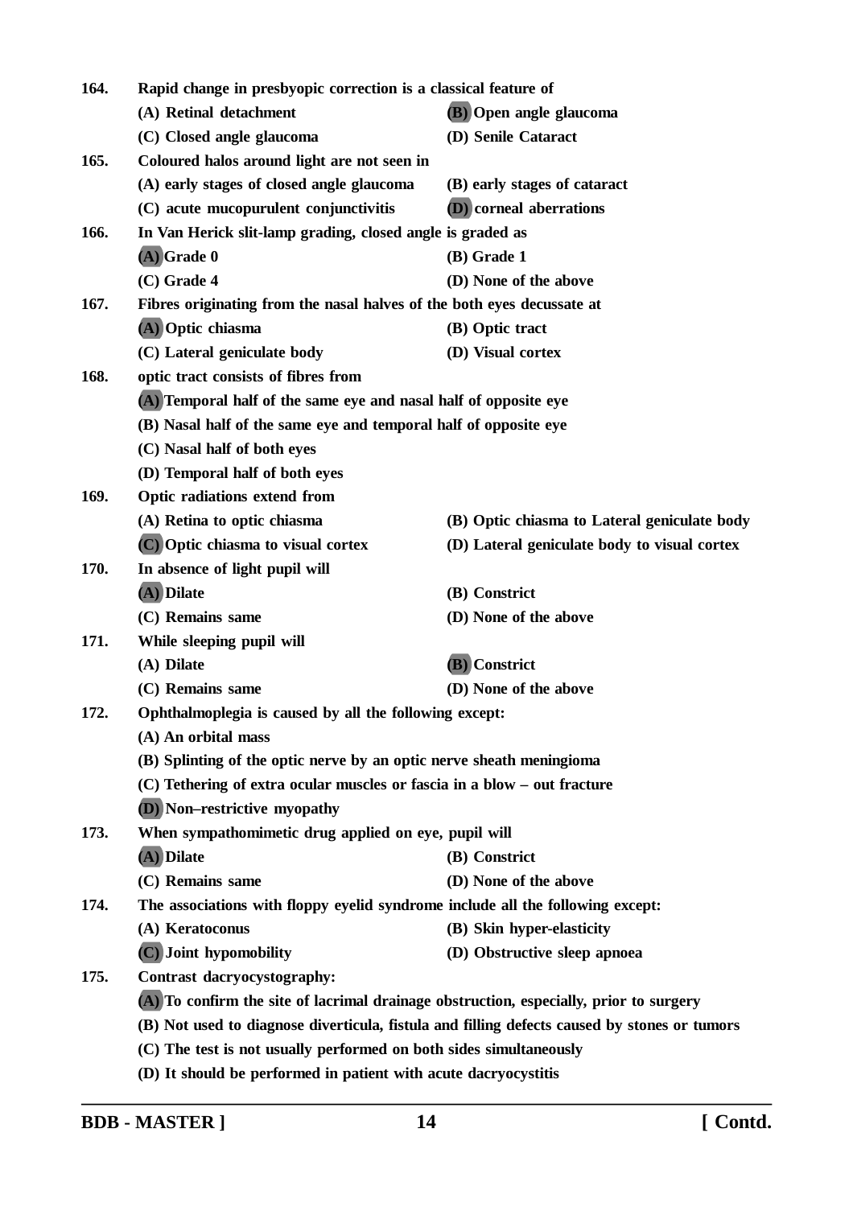**164.** **Rapid change in presbyopic correction is a classical feature of**

**(A) Retinal detachment**
**(B) Open angle glaucoma**
**(C) Closed angle glaucoma**
**(D) Senile Cataract**

**165.** **Coloured halos around light are not seen in**

**(A) early stages of closed angle glaucoma**
**(B) early stages of cataract**
**(C) acute mucopurulent conjunctivitis**
**(D) corneal aberrations**

**166.** **In Van Herick slit-lamp grading, closed angle is graded as**

**(A) Grade 0**
**(B) Grade 1**
**(C) Grade 4**
**(D) None of the above**

**167.** **Fibres originating from the nasal halves of the both eyes decussate at**

**(A) Optic chiasma**
**(B) Optic tract**
**(C) Lateral geniculate body**
**(D) Visual cortex**

**168.** **optic tract consists of fibres from**

**(A) Temporal half of the same eye and nasal half of opposite eye**
**(B) Nasal half of the same eye and temporal half of opposite eye**
**(C) Nasal half of both eyes**
**(D) Temporal half of both eyes**

**169.** **Optic radiations extend from**

**(A) Retina to optic chiasma**
**(B) Optic chiasma to Lateral geniculate body**
**(C) Optic chiasma to visual cortex**
**(D) Lateral geniculate body to visual cortex**

**170.** **In absence of light pupil will**

**(A) Dilate**
**(B) Constrict**
**(C) Remains same**
**(D) None of the above**

**171.** **While sleeping pupil will**

**(A) Dilate**
**(B) Constrict**
**(C) Remains same**
**(D) None of the above**

**172.** **Ophthalmoplegia is caused by all the following except:**

**(A) An orbital mass**
**(B) Splinting of the optic nerve by an optic nerve sheath meningioma**
**(C) Tethering of extra ocular muscles or fascia in a blow – out fracture**
**(D) Non–restrictive myopathy**

**173.** **When sympathomimetic drug applied on eye, pupil will**

**(A) Dilate**
**(B) Constrict**
**(C) Remains same**
**(D) None of the above**

**174.** **The associations with floppy eyelid syndrome include all the following except:**

**(A) Keratoconus**
**(B) Skin hyper-elasticity**
**(C) Joint hypomobility**
**(D) Obstructive sleep apnoea**

**175.** **Contrast dacryocystography:**

**(A) To confirm the site of lacrimal drainage obstruction, especially, prior to surgery**
**(B) Not used to diagnose diverticula, fistula and filling defects caused by stones or tumors**
**(C) The test is not usually performed on both sides simultaneously**
**(D) It should be performed in patient with acute dacryocystitis**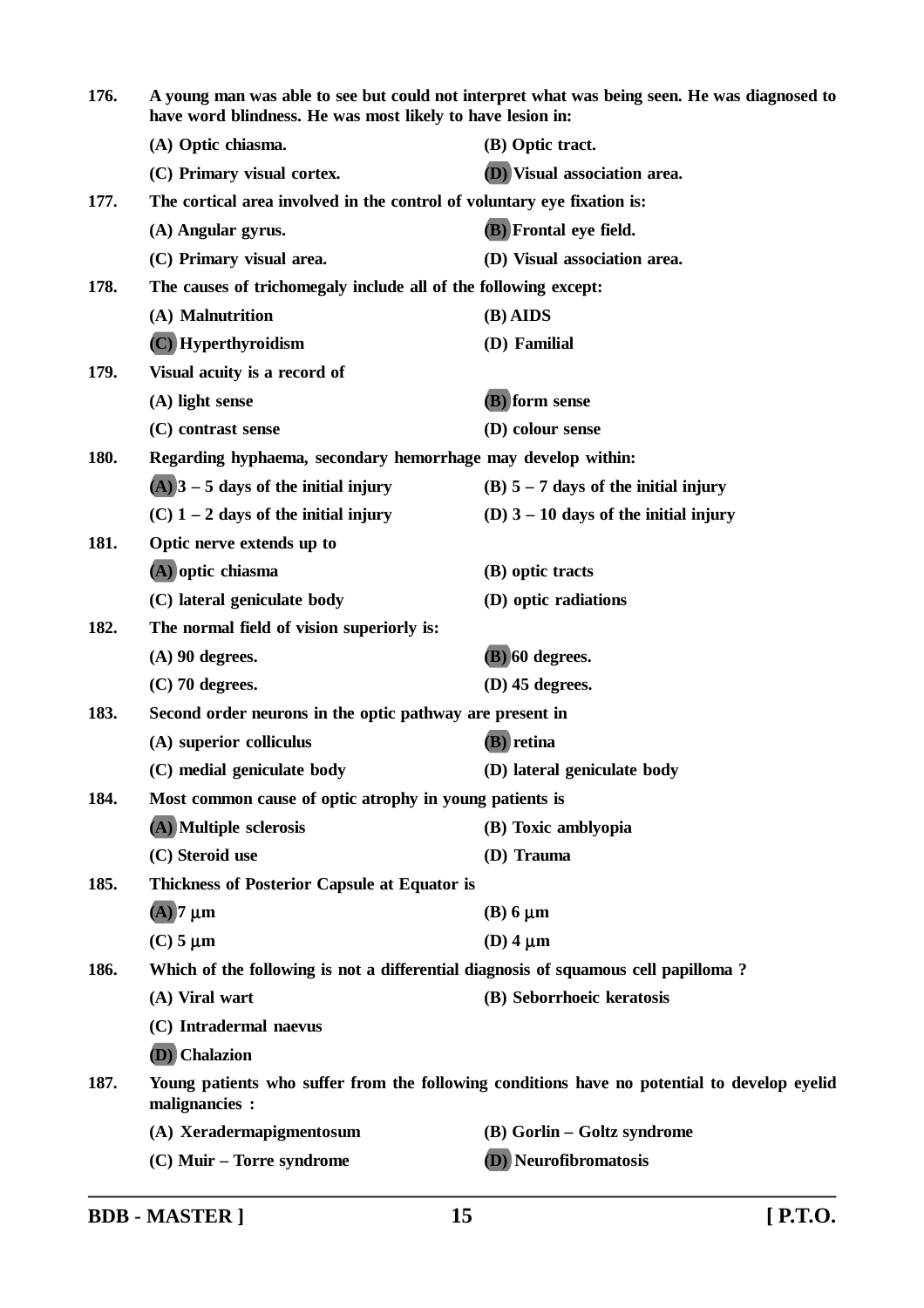**176.** **A young man was able to see but could not interpret what was being seen. He was diagnosed to have word blindness. He was most likely to have lesion in:**

**(A) Optic chiasma.** **(B) Optic tract.**

**(C) Primary visual cortex.** **(D) Visual association area.**

**177.** **The cortical area involved in the control of voluntary eye fixation is:**

**(A) Angular gyrus.** **(B) Frontal eye field.**

**(C) Primary visual area.** **(D) Visual association area.**

**178.** **The causes of trichomegaly include all of the following except:**

**(A) Malnutrition** **(B) AIDS**

**(C) Hyperthyroidism** **(D) Familial**

**179.** **Visual acuity is a record of**

**(A) light sense** **(B) form sense**

**(C) contrast sense** **(D) colour sense**

**180.** **Regarding hyphaema, secondary hemorrhage may develop within:**

**(A) 3 – 5 days of the initial injury** **(B) 5 – 7 days of the initial injury**

**(C) 1 – 2 days of the initial injury** **(D) 3 – 10 days of the initial injury**

**181.** **Optic nerve extends up to**

**(A) optic chiasma** **(B) optic tracts**

**(C) lateral geniculate body** **(D) optic radiations**

**182.** **The normal field of vision superiorly is:**

**(A) 90 degrees.** **(B) 60 degrees.**

**(C) 70 degrees.** **(D) 45 degrees.**

**183.** **Second order neurons in the optic pathway are present in**

**(A) superior colliculus** **(B) retina**

**(C) medial geniculate body** **(D) lateral geniculate body**

**184.** **Most common cause of optic atrophy in young patients is**

**(A) Multiple sclerosis** **(B) Toxic amblyopia**

**(C) Steroid use** **(D) Trauma**

**185.** **Thickness of Posterior Capsule at Equator is**

**(A) 7 μm** **(B) 6 μm**

**(C) 5 μm** **(D) 4 μm**

**186.** **Which of the following is not a differential diagnosis of squamous cell papilloma ?**

**(A) Viral wart** **(B) Seborrhoeic keratosis**

**(C) Intradermal naevus**

**(D) Chalazion**

**187.** **Young patients who suffer from the following conditions have no potential to develop eyelid malignancies :**

**(A) Xeradermapigmentosum** **(B) Gorlin – Goltz syndrome**

**(C) Muir – Torre syndrome** **(D) Neurofibromatosis**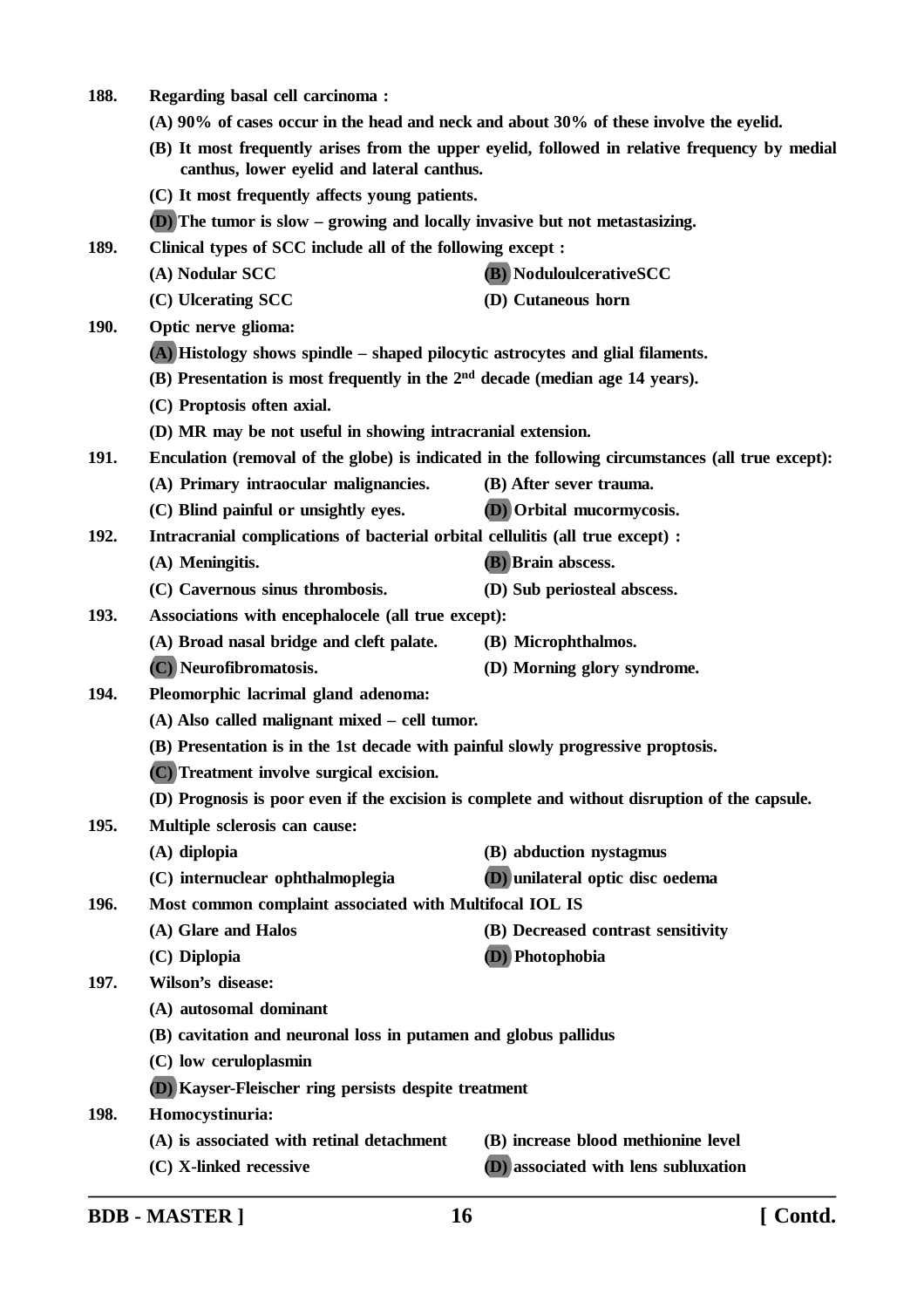188. Regarding basal cell carcinoma :

(A) 90% of cases occur in the head and neck and about 30% of these involve the eyelid.

(B) It most frequently arises from the upper eyelid, followed in relative frequency by medial canthus, lower eyelid and lateral canthus.

(C) It most frequently affects young patients.

**(D)** The tumor is slow – growing and locally invasive but not metastasizing.

189. Clinical types of SCC include all of the following except :

(A) Nodular SCC
**(B)** NoduloulcerativeSCC
(C) Ulcerating SCC
(D) Cutaneous horn

190. Optic nerve glioma:

**(A)** Histology shows spindle – shaped pilocytic astrocytes and glial filaments.

(B) Presentation is most frequently in the 2nd decade (median age 14 years).

(C) Proptosis often axial.

(D) MR may be not useful in showing intracranial extension.

191. Enculation (removal of the globe) is indicated in the following circumstances (all true except):

(A) Primary intraocular malignancies.
(B) After sever trauma.
(C) Blind painful or unsightly eyes.
**(D)** Orbital mucormycosis.

192. Intracranial complications of bacterial orbital cellulitis (all true except) :

(A) Meningitis.
**(B)** Brain abscess.
(C) Cavernous sinus thrombosis.
(D) Sub periosteal abscess.

193. Associations with encephalocele (all true except):

(A) Broad nasal bridge and cleft palate.
(B) Microphthalmos.
**(C)** Neurofibromatosis.
(D) Morning glory syndrome.

194. Pleomorphic lacrimal gland adenoma:

(A) Also called malignant mixed – cell tumor.

(B) Presentation is in the 1st decade with painful slowly progressive proptosis.

**(C)** Treatment involve surgical excision.

(D) Prognosis is poor even if the excision is complete and without disruption of the capsule.

195. Multiple sclerosis can cause:

(A) diplopia
(B) abduction nystagmus
(C) internuclear ophthalmoplegia
**(D)** unilateral optic disc oedema

196. Most common complaint associated with Multifocal IOL IS

(A) Glare and Halos
(B) Decreased contrast sensitivity
(C) Diplopia
**(D)** Photophobia

197. Wilson's disease:

(A) autosomal dominant

(B) cavitation and neuronal loss in putamen and globus pallidus

(C) low ceruloplasmin

**(D)** Kayser-Fleischer ring persists despite treatment

198. Homocystinuria:

(A) is associated with retinal detachment
(B) increase blood methionine level
(C) X-linked recessive
**(D)** associated with lens subluxation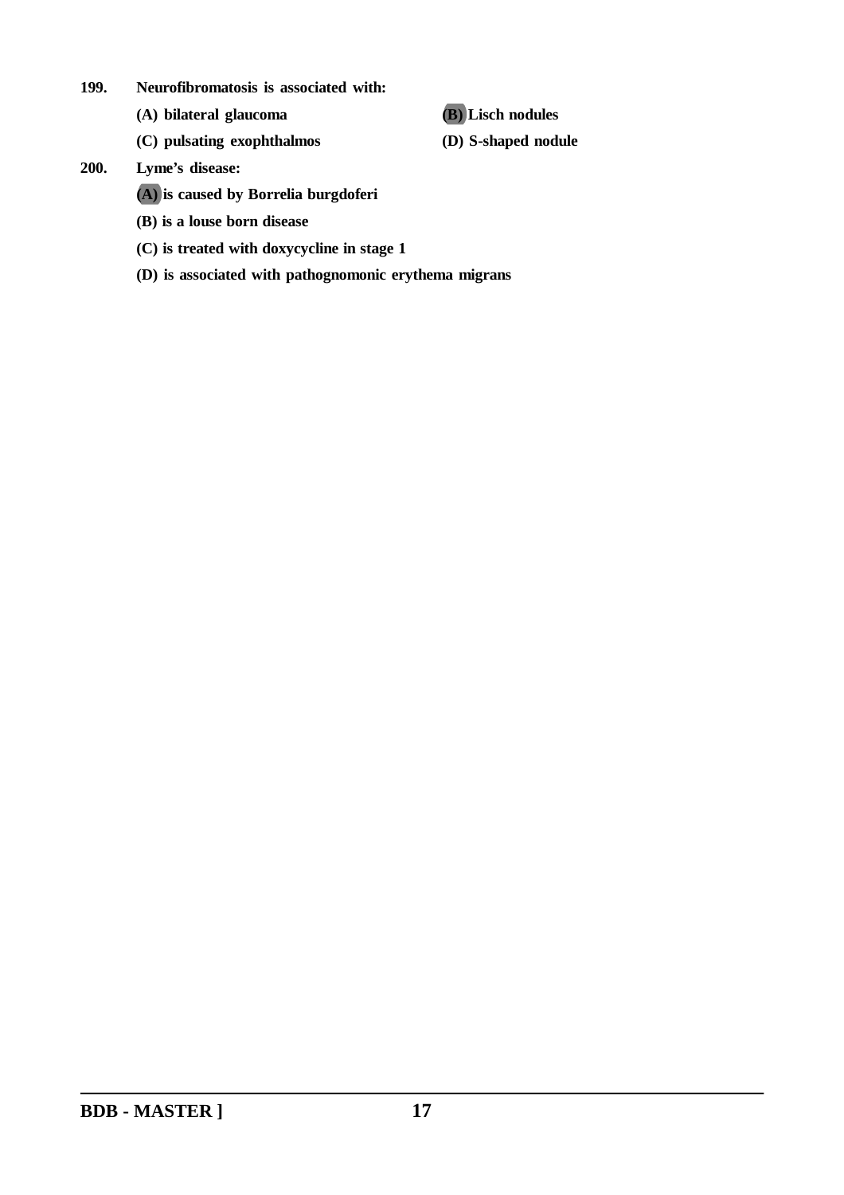**199. Neurofibromatosis is associated with:**

**(A) bilateral glaucoma**

**(B) Lisch nodules**

**(C) pulsating exophthalmos**

**(D) S-shaped nodule**

**200. Lyme's disease:**

**(A) is caused by Borrelia burgdoferi**

**(B) is a louse born disease**

**(C) is treated with doxycycline in stage 1**

**(D) is associated with pathognomonic erythema migrans**